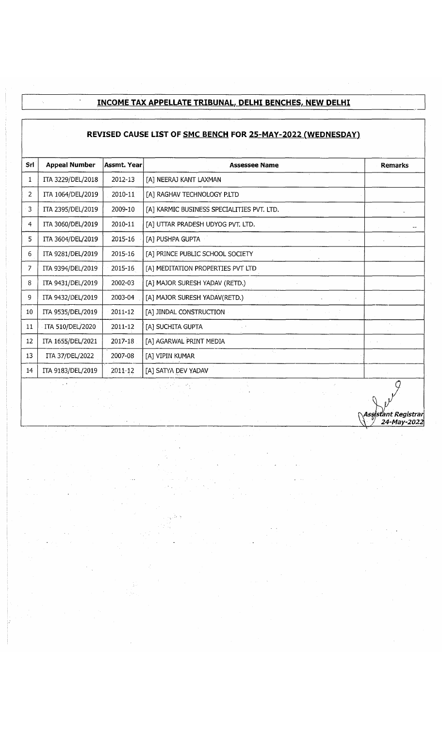# INCOME TAX APPELLATE TRIBUNAL, DELHI BENCHES, NEW DELHI

## REVISED CAUSE LIST OF SMC BENCH FOR 25-MAY-2022 (WEDNESDAY)

| Srl | Appeal Number | Assmt. Year | Assessee Name | Remarks |
|---|---|---|---|---|
| 1 | ITA 3229/DEL/2018 | 2012-13 | [A] NEERAJ KANT LAXMAN | |
| 2 | ITA 1064/DEL/2019 | 2010-11 | [A] RAGHAV TECHNOLOGY P.LTD | |
| 3 | ITA 2395/DEL/2019 | 2009-10 | [A] KARMIC BUSINESS SPECIALITIES PVT. LTD. | |
| 4 | ITA 3060/DEL/2019 | 2010-11 | [A] UTTAR PRADESH UDYOG PVT. LTD. | |
| 5 | ITA 3604/DEL/2019 | 2015-16 | [A] PUSHPA GUPTA | |
| 6 | ITA 9281/DEL/2019 | 2015-16 | [A] PRINCE PUBLIC SCHOOL SOCIETY | |
| 7 | ITA 9394/DEL/2019 | 2015-16 | [A] MEDITATION PROPERTIES PVT LTD | |
| 8 | ITA 9431/DEL/2019 | 2002-03 | [A] MAJOR SURESH YADAV (RETD.) | |
| 9 | ITA 9432/DEL/2019 | 2003-04 | [A] MAJOR SURESH YADAV(RETD.) | |
| 10 | ITA 9535/DEL/2019 | 2011-12 | [A] JINDAL CONSTRUCTION | |
| 11 | ITA 510/DEL/2020 | 2011-12 | [A] SUCHITA GUPTA | |
| 12 | ITA 1655/DEL/2021 | 2017-18 | [A] AGARWAL PRINT MEDIA | |
| 13 | ITA 37/DEL/2022 | 2007-08 | [A] VIPIN KUMAR | |
| 14 | ITA 9183/DEL/2019 | 2011-12 | [A] SATYA DEV YADAV | |

*Assistant Registrar*
*24-May-2022*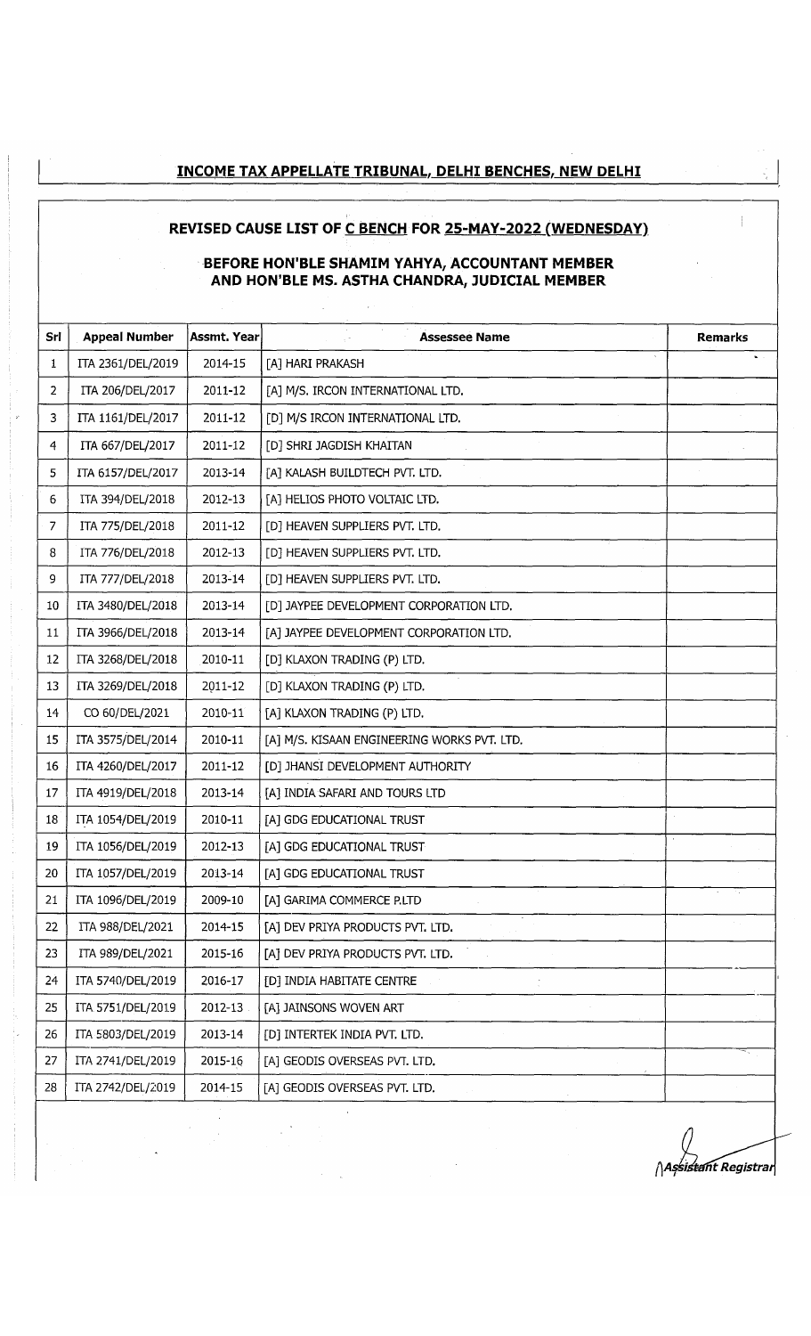# INCOME TAX APPELLATE TRIBUNAL, DELHI BENCHES, NEW DELHI

## REVISED CAUSE LIST OF C BENCH FOR 25-MAY-2022 (WEDNESDAY)

### BEFORE HON'BLE SHAMIM YAHYA, ACCOUNTANT MEMBER AND HON'BLE MS. ASTHA CHANDRA, JUDICIAL MEMBER

| Srl | Appeal Number | Assmt. Year | Assessee Name | Remarks |
|---|---|---|---|---|
| 1 | ITA 2361/DEL/2019 | 2014-15 | [A] HARI PRAKASH | |
| 2 | ITA 206/DEL/2017 | 2011-12 | [A] M/S. IRCON INTERNATIONAL LTD. | |
| 3 | ITA 1161/DEL/2017 | 2011-12 | [D] M/S IRCON INTERNATIONAL LTD. | |
| 4 | ITA 667/DEL/2017 | 2011-12 | [D] SHRI JAGDISH KHAITAN | |
| 5 | ITA 6157/DEL/2017 | 2013-14 | [A] KALASH BUILDTECH PVT. LTD. | |
| 6 | ITA 394/DEL/2018 | 2012-13 | [A] HELIOS PHOTO VOLTAIC LTD. | |
| 7 | ITA 775/DEL/2018 | 2011-12 | [D] HEAVEN SUPPLIERS PVT. LTD. | |
| 8 | ITA 776/DEL/2018 | 2012-13 | [D] HEAVEN SUPPLIERS PVT. LTD. | |
| 9 | ITA 777/DEL/2018 | 2013-14 | [D] HEAVEN SUPPLIERS PVT. LTD. | |
| 10 | ITA 3480/DEL/2018 | 2013-14 | [D] JAYPEE DEVELOPMENT CORPORATION LTD. | |
| 11 | ITA 3966/DEL/2018 | 2013-14 | [A] JAYPEE DEVELOPMENT CORPORATION LTD. | |
| 12 | ITA 3268/DEL/2018 | 2010-11 | [D] KLAXON TRADING (P) LTD. | |
| 13 | ITA 3269/DEL/2018 | 2011-12 | [D] KLAXON TRADING (P) LTD. | |
| 14 | CO 60/DEL/2021 | 2010-11 | [A] KLAXON TRADING (P) LTD. | |
| 15 | ITA 3575/DEL/2014 | 2010-11 | [A] M/S. KISAAN ENGINEERING WORKS PVT. LTD. | |
| 16 | ITA 4260/DEL/2017 | 2011-12 | [D] JHANSI DEVELOPMENT AUTHORITY | |
| 17 | ITA 4919/DEL/2018 | 2013-14 | [A] INDIA SAFARI AND TOURS LTD | |
| 18 | ITA 1054/DEL/2019 | 2010-11 | [A] GDG EDUCATIONAL TRUST | |
| 19 | ITA 1056/DEL/2019 | 2012-13 | [A] GDG EDUCATIONAL TRUST | |
| 20 | ITA 1057/DEL/2019 | 2013-14 | [A] GDG EDUCATIONAL TRUST | |
| 21 | ITA 1096/DEL/2019 | 2009-10 | [A] GARIMA COMMERCE P.LTD | |
| 22 | ITA 988/DEL/2021 | 2014-15 | [A] DEV PRIYA PRODUCTS PVT. LTD. | |
| 23 | ITA 989/DEL/2021 | 2015-16 | [A] DEV PRIYA PRODUCTS PVT. LTD. | |
| 24 | ITA 5740/DEL/2019 | 2016-17 | [D] INDIA HABITATE CENTRE | |
| 25 | ITA 5751/DEL/2019 | 2012-13 | [A] JAINSONS WOVEN ART | |
| 26 | ITA 5803/DEL/2019 | 2013-14 | [D] INTERTEK INDIA PVT. LTD. | |
| 27 | ITA 2741/DEL/2019 | 2015-16 | [A] GEODIS OVERSEAS PVT. LTD. | |
| 28 | ITA 2742/DEL/2019 | 2014-15 | [A] GEODIS OVERSEAS PVT. LTD. | |

*Assistant Registrar*